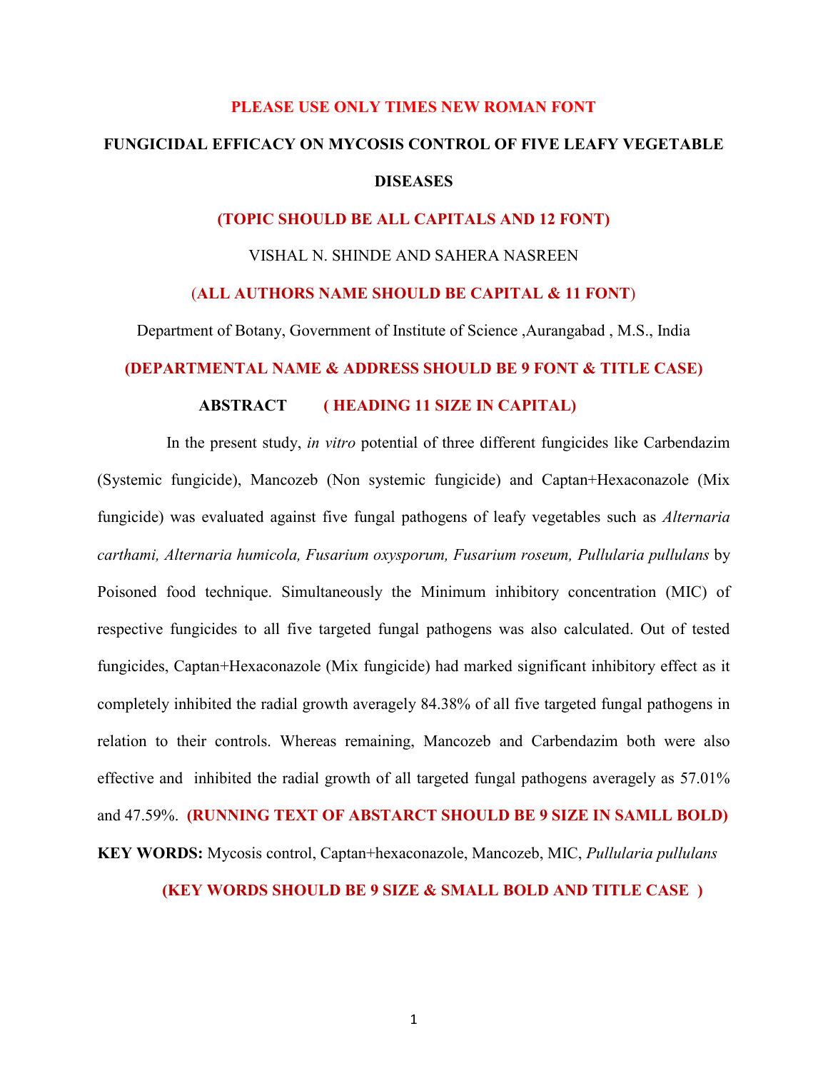**PLEASE USE ONLY TIMES NEW ROMAN FONT**

# FUNGICIDAL EFFICACY ON MYCOSIS CONTROL OF FIVE LEAFY VEGETABLE DISEASES

**(TOPIC SHOULD BE ALL CAPITALS AND 12 FONT)**

VISHAL N. SHINDE AND SAHERA NASREEN

(**ALL AUTHORS NAME SHOULD BE CAPITAL & 11 FONT**)

Department of Botany, Government of Institute of Science ,Aurangabad , M.S., India

**(DEPARTMENTAL NAME & ADDRESS SHOULD BE 9 FONT & TITLE CASE)**

## ABSTRACT **( HEADING 11 SIZE IN CAPITAL)**

In the present study, *in vitro* potential of three different fungicides like Carbendazim (Systemic fungicide), Mancozeb (Non systemic fungicide) and Captan+Hexaconazole (Mix fungicide) was evaluated against five fungal pathogens of leafy vegetables such as *Alternaria carthami, Alternaria humicola, Fusarium oxysporum, Fusarium roseum, Pullularia pullulans* by Poisoned food technique. Simultaneously the Minimum inhibitory concentration (MIC) of respective fungicides to all five targeted fungal pathogens was also calculated. Out of tested fungicides, Captan+Hexaconazole (Mix fungicide) had marked significant inhibitory effect as it completely inhibited the radial growth averagely 84.38% of all five targeted fungal pathogens in relation to their controls. Whereas remaining, Mancozeb and Carbendazim both were also effective and inhibited the radial growth of all targeted fungal pathogens averagely as 57.01% and 47.59%. **(RUNNING TEXT OF ABSTARCT SHOULD BE 9 SIZE IN SAMLL BOLD)**

**KEY WORDS:** Mycosis control, Captan+hexaconazole, Mancozeb, MIC, *Pullularia pullulans*

**(KEY WORDS SHOULD BE 9 SIZE & SMALL BOLD AND TITLE CASE )**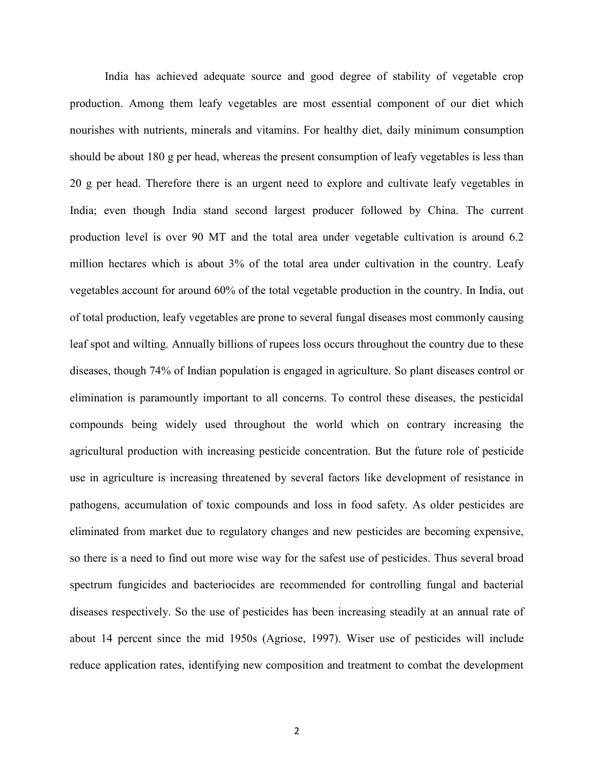India has achieved adequate source and good degree of stability of vegetable crop production. Among them leafy vegetables are most essential component of our diet which nourishes with nutrients, minerals and vitamins. For healthy diet, daily minimum consumption should be about 180 g per head, whereas the present consumption of leafy vegetables is less than 20 g per head. Therefore there is an urgent need to explore and cultivate leafy vegetables in India; even though India stand second largest producer followed by China. The current production level is over 90 MT and the total area under vegetable cultivation is around 6.2 million hectares which is about 3% of the total area under cultivation in the country. Leafy vegetables account for around 60% of the total vegetable production in the country. In India, out of total production, leafy vegetables are prone to several fungal diseases most commonly causing leaf spot and wilting. Annually billions of rupees loss occurs throughout the country due to these diseases, though 74% of Indian population is engaged in agriculture. So plant diseases control or elimination is paramountly important to all concerns. To control these diseases, the pesticidal compounds being widely used throughout the world which on contrary increasing the agricultural production with increasing pesticide concentration. But the future role of pesticide use in agriculture is increasing threatened by several factors like development of resistance in pathogens, accumulation of toxic compounds and loss in food safety. As older pesticides are eliminated from market due to regulatory changes and new pesticides are becoming expensive, so there is a need to find out more wise way for the safest use of pesticides. Thus several broad spectrum fungicides and bacteriocides are recommended for controlling fungal and bacterial diseases respectively. So the use of pesticides has been increasing steadily at an annual rate of about 14 percent since the mid 1950s (Agriose, 1997). Wiser use of pesticides will include reduce application rates, identifying new composition and treatment to combat the development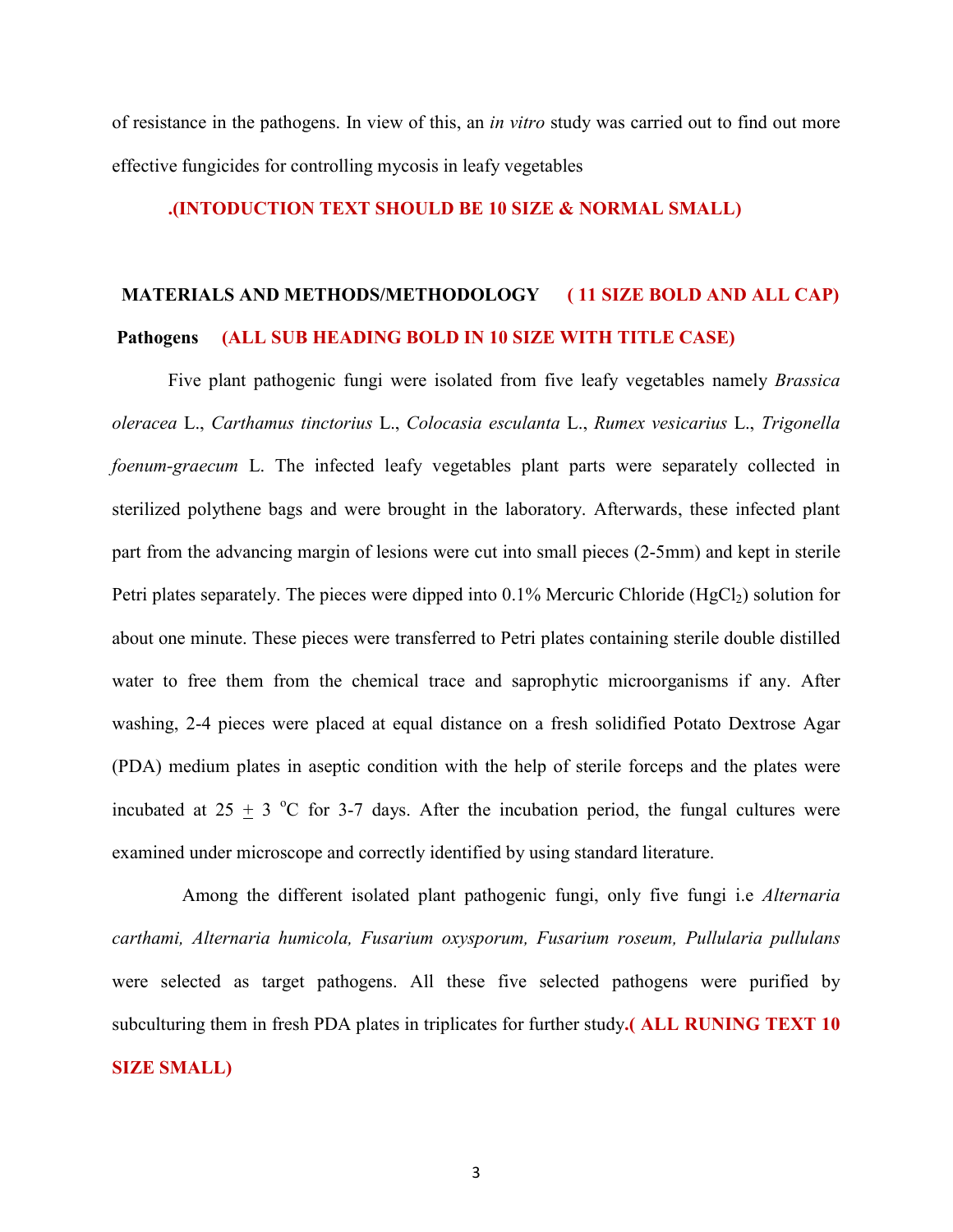of resistance in the pathogens. In view of this, an *in vitro* study was carried out to find out more effective fungicides for controlling mycosis in leafy vegetables

**.(INTODUCTION TEXT SHOULD BE 10 SIZE & NORMAL SMALL)**

## MATERIALS AND METHODS/METHODOLOGY **( 11 SIZE BOLD AND ALL CAP)**

### Pathogens **(ALL SUB HEADING BOLD IN 10 SIZE WITH TITLE CASE)**

Five plant pathogenic fungi were isolated from five leafy vegetables namely *Brassica oleracea* L., *Carthamus tinctorius* L., *Colocasia esculanta* L., *Rumex vesicarius* L., *Trigonella foenum-graecum* L. The infected leafy vegetables plant parts were separately collected in sterilized polythene bags and were brought in the laboratory. Afterwards, these infected plant part from the advancing margin of lesions were cut into small pieces (2-5mm) and kept in sterile Petri plates separately. The pieces were dipped into 0.1% Mercuric Chloride ($HgCl_2$) solution for about one minute. These pieces were transferred to Petri plates containing sterile double distilled water to free them from the chemical trace and saprophytic microorganisms if any. After washing, 2-4 pieces were placed at equal distance on a fresh solidified Potato Dextrose Agar (PDA) medium plates in aseptic condition with the help of sterile forceps and the plates were incubated at $25 \pm 3$ $^{o}$C for 3-7 days. After the incubation period, the fungal cultures were examined under microscope and correctly identified by using standard literature.

Among the different isolated plant pathogenic fungi, only five fungi i.e *Alternaria carthami, Alternaria humicola, Fusarium oxysporum, Fusarium roseum, Pullularia pullulans* were selected as target pathogens. All these five selected pathogens were purified by subculturing them in fresh PDA plates in triplicates for further study**.( ALL RUNING TEXT 10 SIZE SMALL)**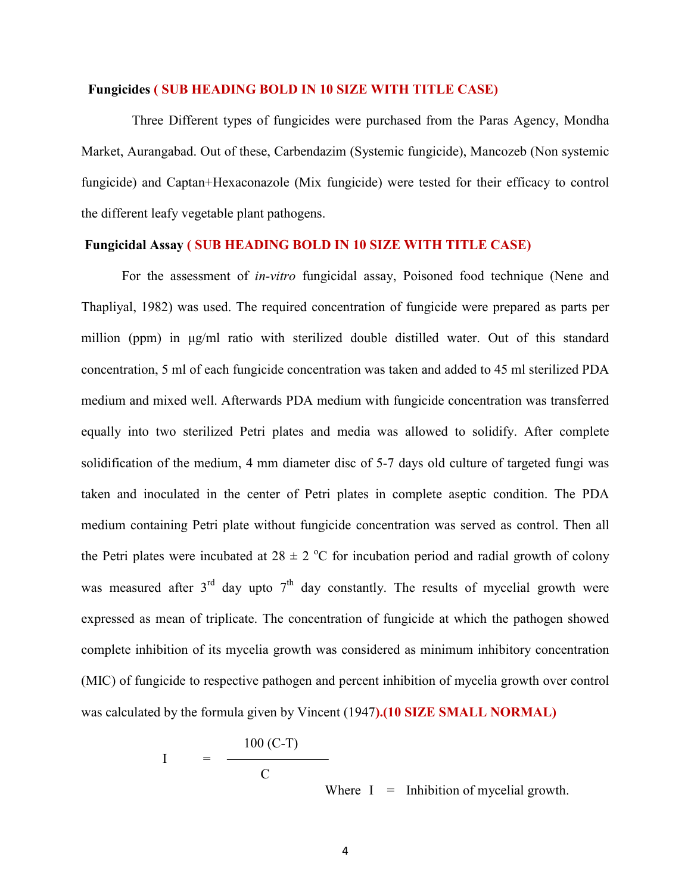**Fungicides ( SUB HEADING BOLD IN 10 SIZE WITH TITLE CASE)**

Three Different types of fungicides were purchased from the Paras Agency, Mondha Market, Aurangabad. Out of these, Carbendazim (Systemic fungicide), Mancozeb (Non systemic fungicide) and Captan+Hexaconazole (Mix fungicide) were tested for their efficacy to control the different leafy vegetable plant pathogens.

**Fungicidal Assay ( SUB HEADING BOLD IN 10 SIZE WITH TITLE CASE)**

For the assessment of *in-vitro* fungicidal assay, Poisoned food technique (Nene and Thapliyal, 1982) was used. The required concentration of fungicide were prepared as parts per million (ppm) in µg/ml ratio with sterilized double distilled water. Out of this standard concentration, 5 ml of each fungicide concentration was taken and added to 45 ml sterilized PDA medium and mixed well. Afterwards PDA medium with fungicide concentration was transferred equally into two sterilized Petri plates and media was allowed to solidify. After complete solidification of the medium, 4 mm diameter disc of 5-7 days old culture of targeted fungi was taken and inoculated in the center of Petri plates in complete aseptic condition. The PDA medium containing Petri plate without fungicide concentration was served as control. Then all the Petri plates were incubated at $28 \pm 2$ °C for incubation period and radial growth of colony was measured after 3rd day upto 7th day constantly. The results of mycelial growth were expressed as mean of triplicate. The concentration of fungicide at which the pathogen showed complete inhibition of its mycelia growth was considered as minimum inhibitory concentration (MIC) of fungicide to respective pathogen and percent inhibition of mycelia growth over control was calculated by the formula given by Vincent (1947)**.(10 SIZE SMALL NORMAL)**

$$I = \frac{100\,(C-T)}{C}$$

Where I = Inhibition of mycelial growth.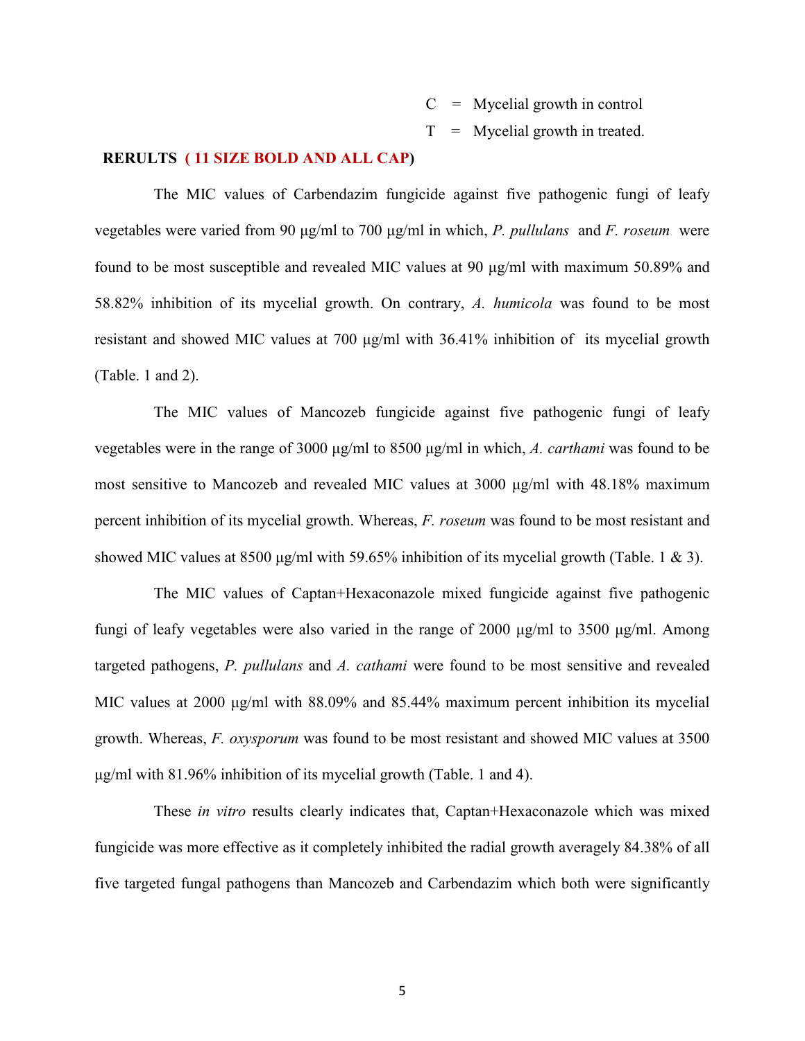C = Mycelial growth in control

T = Mycelial growth in treated.

**RERULTS ( 11 SIZE BOLD AND ALL CAP)**

The MIC values of Carbendazim fungicide against five pathogenic fungi of leafy vegetables were varied from 90 µg/ml to 700 µg/ml in which, *P. pullulans* and *F. roseum* were found to be most susceptible and revealed MIC values at 90 µg/ml with maximum 50.89% and 58.82% inhibition of its mycelial growth. On contrary, *A. humicola* was found to be most resistant and showed MIC values at 700 µg/ml with 36.41% inhibition of its mycelial growth (Table. 1 and 2).

The MIC values of Mancozeb fungicide against five pathogenic fungi of leafy vegetables were in the range of 3000 µg/ml to 8500 µg/ml in which, *A. carthami* was found to be most sensitive to Mancozeb and revealed MIC values at 3000 µg/ml with 48.18% maximum percent inhibition of its mycelial growth. Whereas, *F. roseum* was found to be most resistant and showed MIC values at 8500 µg/ml with 59.65% inhibition of its mycelial growth (Table. 1 & 3).

The MIC values of Captan+Hexaconazole mixed fungicide against five pathogenic fungi of leafy vegetables were also varied in the range of 2000 µg/ml to 3500 µg/ml. Among targeted pathogens, *P. pullulans* and *A. cathami* were found to be most sensitive and revealed MIC values at 2000 µg/ml with 88.09% and 85.44% maximum percent inhibition its mycelial growth. Whereas, *F. oxysporum* was found to be most resistant and showed MIC values at 3500 µg/ml with 81.96% inhibition of its mycelial growth (Table. 1 and 4).

These *in vitro* results clearly indicates that, Captan+Hexaconazole which was mixed fungicide was more effective as it completely inhibited the radial growth averagely 84.38% of all five targeted fungal pathogens than Mancozeb and Carbendazim which both were significantly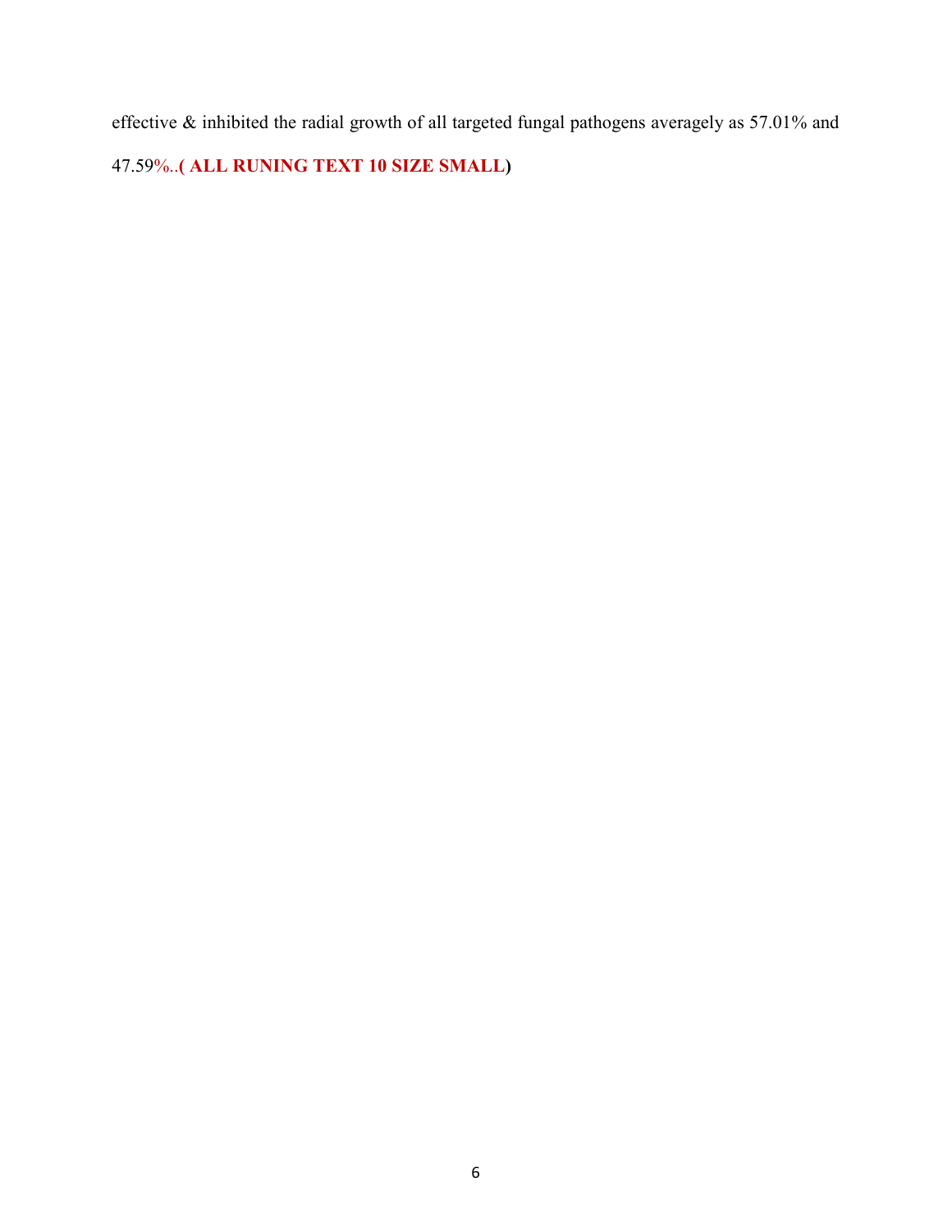effective & inhibited the radial growth of all targeted fungal pathogens averagely as 57.01% and 47.59%..( **ALL RUNING TEXT 10 SIZE SMALL**)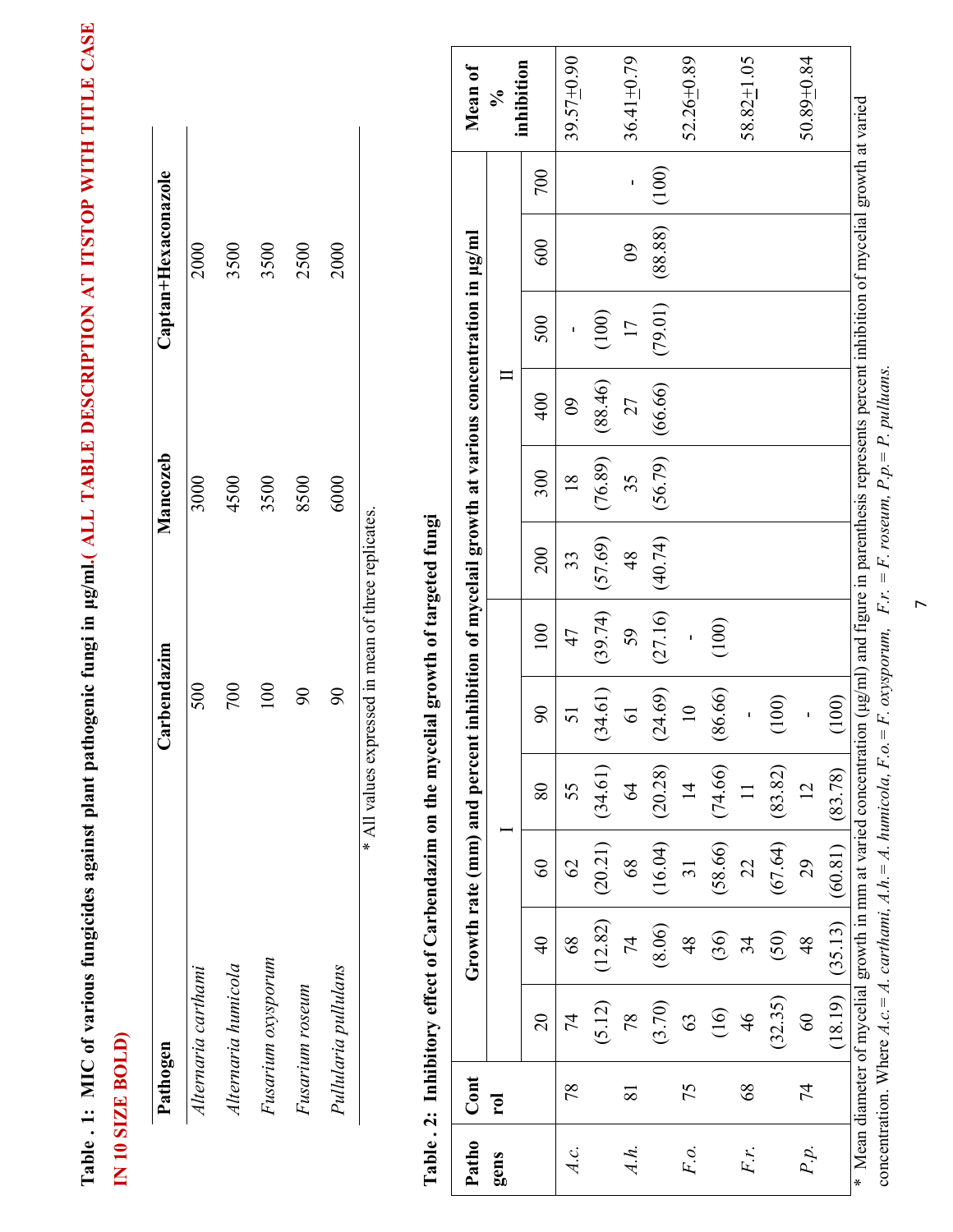**Table . 1: MIC of various fungicides against plant pathogenic fungi in µg/ml.( ALL TABLE DESCRIPTION AT ITSTOP WITH TITLE CASE IN 10 SIZE BOLD)**

| Pathogen | Carbendazim | Mancozeb | Captan+Hexaconazole |
|---|---|---|---|
| *Alternaria carthami* | 500 | 3000 | 2000 |
| *Alternaria humicola* | 700 | 4500 | 3500 |
| *Fusarium oxysporum* | 100 | 3500 | 3500 |
| *Fusarium roseum* | 90 | 8500 | 2500 |
| *Pullularia pullulans* | 90 | 6000 | 2000 |

\* All values expressed in mean of three replicates.

**Table . 2: Inhibitory effect of Carbendazim on the mycelial growth of targeted fungi**

| Pathogens | Control | Growth rate (mm) and percent inhibition of mycelail growth at various concentration in µg/ml | | | | | | | | | | | | | Mean of % inhibition |
|---|---|---|---|---|---|---|---|---|---|---|---|---|---|---|---|
| | | I | | | | | | II | | | | | | | |
| | | 20 | 40 | 60 | 80 | 90 | 100 | 200 | 300 | 400 | 500 | 600 | 700 | | |
| *A.c.* | 78 | 74 (5.12) | 68 (12.82) | 62 (20.21) | 55 (34.61) | 51 (34.61) | 47 (39.74) | 33 (57.69) | 18 (76.89) | 09 (88.46) | - (100) | | | | 39.57±0.90 |
| *A.h.* | 81 | 78 (3.70) | 74 (8.06) | 68 (16.04) | 64 (20.28) | 61 (24.69) | 59 (27.16) | 48 (40.74) | 35 (56.79) | 27 (66.66) | 17 (79.01) | 09 (88.88) | - (100) | | 36.41±0.79 |
| *F.o.* | 75 | 63 (16) | 48 (36) | 31 (58.66) | 14 (74.66) | 10 (86.66) | - (100) | | | | | | | | 52.26±0.89 |
| *F.r.* | 68 | 46 (32.35) | 34 (50) | 22 (67.64) | 11 (83.82) | - (100) | | | | | | | | | 58.82±1.05 |
| *P.p.* | 74 | 60 (18.19) | 48 (35.13) | 29 (60.81) | 12 (83.78) | - (100) | | | | | | | | | 50.89±0.84 |

\* Mean diameter of mycelial growth in mm at varied concentration (µg/ml) and figure in parenthesis represents percent inhibition of mycelial growth at varied concentration. Where *A.c.* = *A. carthami*, *A.h.* = *A. humicola*, *F.o.* = *F. oxysporum*, *F.r.* = *F. roseum*, *P.p.* = *P. pullulans*.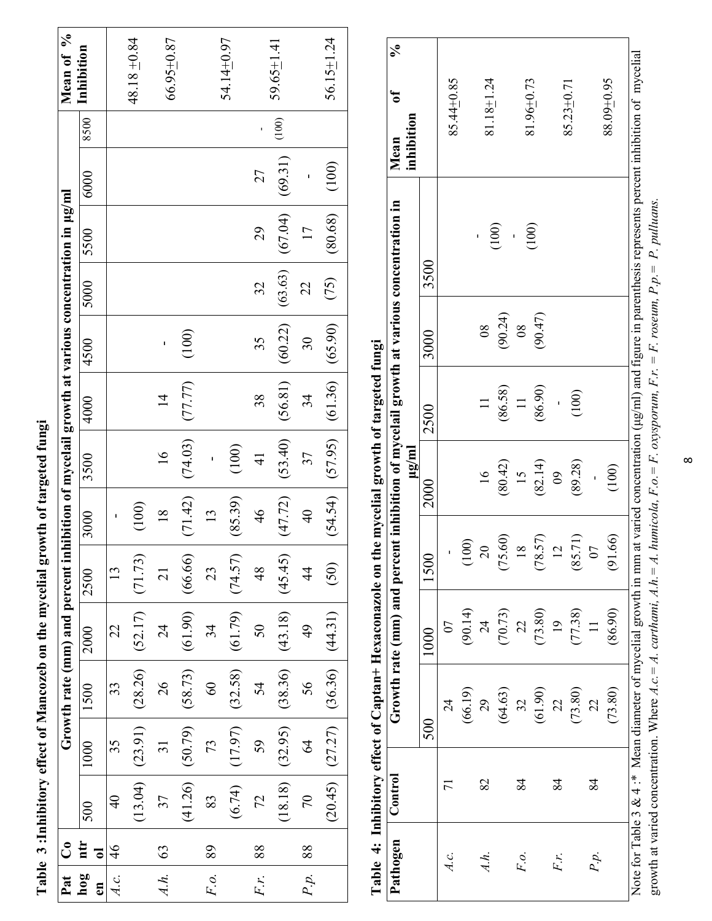**Table 3 :Inhibitory effect of Mancozeb on the mycelial growth of targeted fungi**

| Pathogen | Control | Growth rate (mm) and percent inhibition of mycelail growth at various concentration in µg/ml | | | | | | | | | | | | | Mean of % Inhibition |
|---|---|---|---|---|---|---|---|---|---|---|---|---|---|---|---|
| | | 500 | 1000 | 1500 | 2000 | 2500 | 3000 | 3500 | 4000 | 4500 | 5000 | 5500 | 6000 | 8500 | |
| *A.c.* | 46 | 40 (13.04) | 35 (23.91) | 33 (28.26) | 22 (52.17) | 13 (71.73) | - (100) | | | | | | | | 48.18 ± 0.84 |
| *A.h.* | 63 | 37 (41.26) | 31 (50.79) | 26 (58.73) | 24 (61.90) | 21 (66.66) | 18 (71.42) | 16 (74.03) | 14 (77.77) | - (100) | | | | | 66.95 ± 0.87 |
| *F.o.* | 89 | 83 (6.74) | 73 (17.97) | 60 (32.58) | 34 (61.79) | 23 (74.57) | 13 (85.39) | - (100) | | | | | | | 54.14 ± 0.97 |
| *F.r.* | 88 | 72 (18.18) | 59 (32.95) | 54 (38.36) | 50 (43.18) | 48 (45.45) | 46 (47.72) | 41 (53.40) | 38 (56.81) | 35 (60.22) | 32 (63.63) | 29 (67.04) | 27 (69.31) | - (100) | 59.65 ± 1.41 |
| *P.p.* | 88 | 70 (20.45) | 64 (27.27) | 56 (36.36) | 49 (44.31) | 44 (50) | 40 (54.54) | 37 (57.95) | 34 (61.36) | 30 (65.90) | 22 (75) | 17 (80.68) | - (100) | | 56.15 ± 1.24 |

**Table 4: Inhibitory effect of Captan+ Hexaconazole on the mycelial growth of targeted fungi**

| Pathogen | Control | Growth rate (mm) and percent inhibition of mycelail growth at various concentration in µg/ml | | | | | | | Mean of % inhibition |
|---|---|---|---|---|---|---|---|---|---|
| | | 500 | 1000 | 1500 | 2000 | 2500 | 3000 | 3500 | |
| *A.c.* | 71 | 24 (66.19) | 07 (90.14) | - (100) | | | | | 85.44 ± 0.85 |
| *A.h.* | 82 | 29 (64.63) | 24 (70.73) | 20 (75.60) | 16 (80.42) | 11 (86.58) | 08 (90.24) | - (100) | 81.18 ± 1.24 |
| *F.o.* | 84 | 32 (61.90) | 22 (73.80) | 18 (78.57) | 15 (82.14) | 11 (86.90) | 08 (90.47) | - (100) | 81.96 ± 0.73 |
| *F.r.* | 84 | 22 (73.80) | 19 (77.38) | 12 (85.71) | 09 (89.28) | - (100) | | | 85.23 ± 0.71 |
| *P.p.* | 84 | 22 (73.80) | 11 (86.90) | 07 (91.66) | - (100) | | | | 88.09 ± 0.95 |

Note for Table 3 & 4 :* Mean diameter of mycelial growth in mm at varied concentration (µg/ml) and figure in parenthesis represents percent inhibition of mycelial growth at varied concentration. Where *A.c.= A. carthami*, *A.h.= A. humicola*, *F.o.= F. oxysporum*, *F.r. = F. roseum*, *P.p.= P. pulluans.*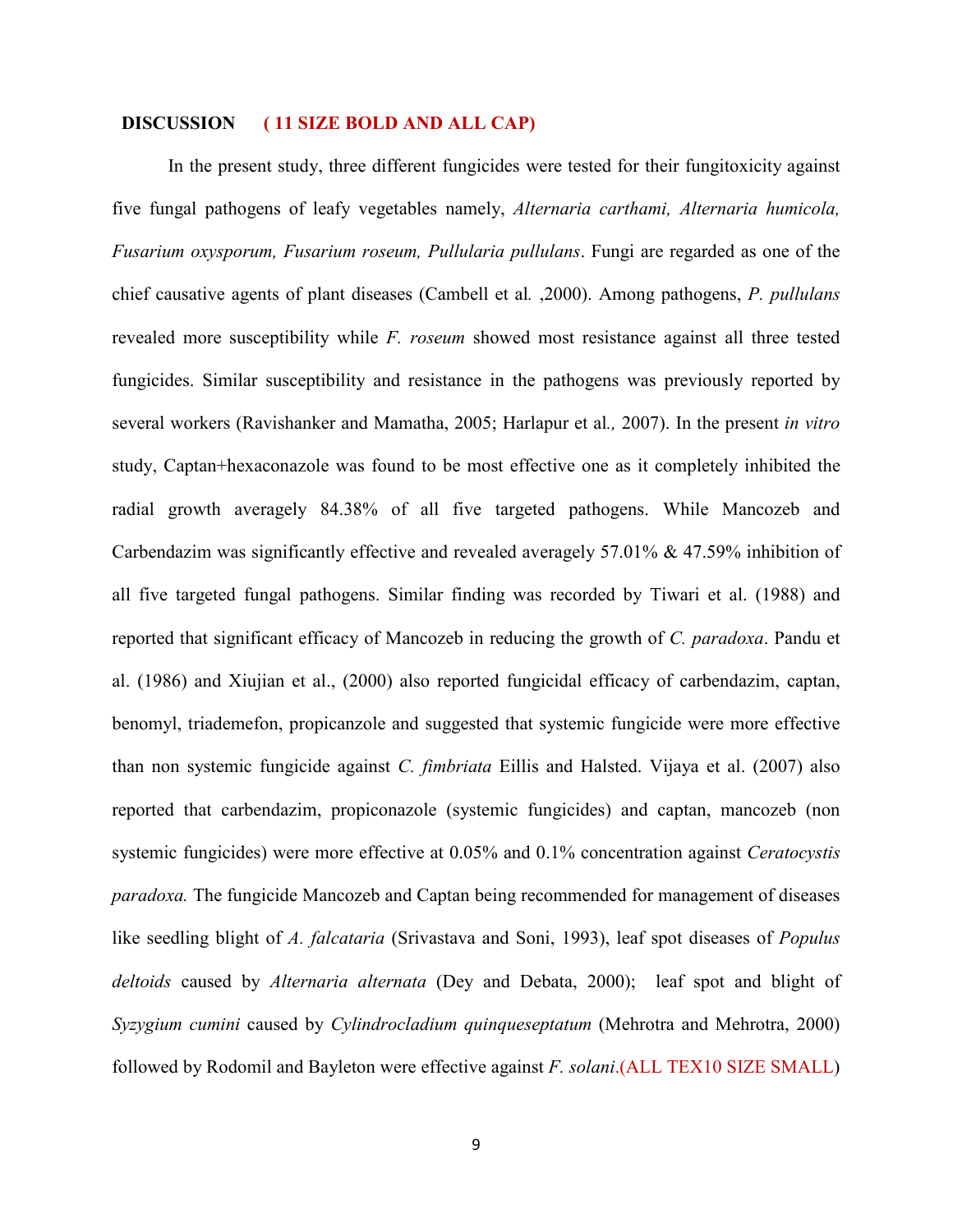## DISCUSSION ( 11 SIZE BOLD AND ALL CAP)

In the present study, three different fungicides were tested for their fungitoxicity against five fungal pathogens of leafy vegetables namely, *Alternaria carthami, Alternaria humicola, Fusarium oxysporum, Fusarium roseum, Pullularia pullulans*. Fungi are regarded as one of the chief causative agents of plant diseases (Cambell et al*.* ,2000). Among pathogens, *P. pullulans* revealed more susceptibility while *F. roseum* showed most resistance against all three tested fungicides. Similar susceptibility and resistance in the pathogens was previously reported by several workers (Ravishanker and Mamatha, 2005; Harlapur et al*.,* 2007). In the present *in vitro* study, Captan+hexaconazole was found to be most effective one as it completely inhibited the radial growth averagely 84.38% of all five targeted pathogens. While Mancozeb and Carbendazim was significantly effective and revealed averagely 57.01% & 47.59% inhibition of all five targeted fungal pathogens. Similar finding was recorded by Tiwari et al. (1988) and reported that significant efficacy of Mancozeb in reducing the growth of *C. paradoxa*. Pandu et al. (1986) and Xiujian et al., (2000) also reported fungicidal efficacy of carbendazim, captan, benomyl, triademefon, propicanzole and suggested that systemic fungicide were more effective than non systemic fungicide against *C. fimbriata* Eillis and Halsted. Vijaya et al. (2007) also reported that carbendazim, propiconazole (systemic fungicides) and captan, mancozeb (non systemic fungicides) were more effective at 0.05% and 0.1% concentration against *Ceratocystis paradoxa.* The fungicide Mancozeb and Captan being recommended for management of diseases like seedling blight of *A. falcataria* (Srivastava and Soni, 1993), leaf spot diseases of *Populus deltoids* caused by *Alternaria alternata* (Dey and Debata, 2000); leaf spot and blight of *Syzygium cumini* caused by *Cylindrocladium quinqueseptatum* (Mehrotra and Mehrotra, 2000) followed by Rodomil and Bayleton were effective against *F. solani*.(ALL TEX10 SIZE SMALL)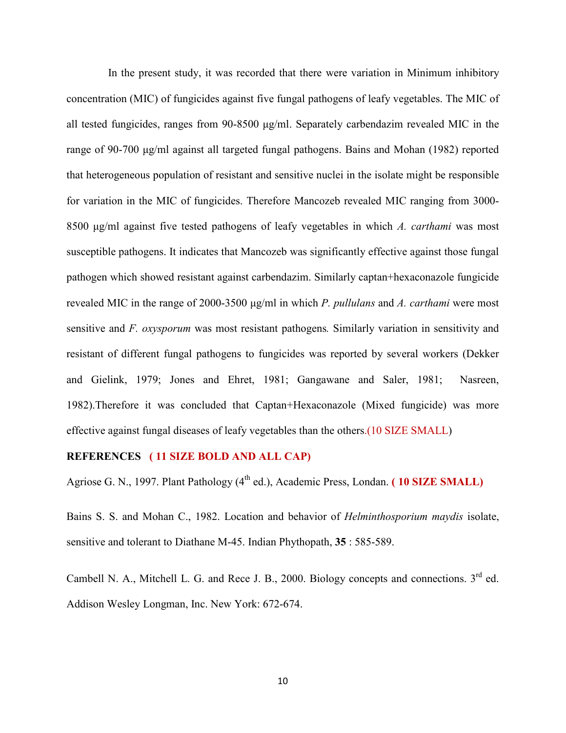In the present study, it was recorded that there were variation in Minimum inhibitory concentration (MIC) of fungicides against five fungal pathogens of leafy vegetables. The MIC of all tested fungicides, ranges from 90-8500 µg/ml. Separately carbendazim revealed MIC in the range of 90-700 µg/ml against all targeted fungal pathogens. Bains and Mohan (1982) reported that heterogeneous population of resistant and sensitive nuclei in the isolate might be responsible for variation in the MIC of fungicides. Therefore Mancozeb revealed MIC ranging from 3000-8500 µg/ml against five tested pathogens of leafy vegetables in which *A. carthami* was most susceptible pathogens. It indicates that Mancozeb was significantly effective against those fungal pathogen which showed resistant against carbendazim. Similarly captan+hexaconazole fungicide revealed MIC in the range of 2000-3500 µg/ml in which *P. pullulans* and *A. carthami* were most sensitive and *F. oxysporum* was most resistant pathogens*.* Similarly variation in sensitivity and resistant of different fungal pathogens to fungicides was reported by several workers (Dekker and Gielink, 1979; Jones and Ehret, 1981; Gangawane and Saler, 1981; Nasreen, 1982).Therefore it was concluded that Captan+Hexaconazole (Mixed fungicide) was more effective against fungal diseases of leafy vegetables than the others.(10 SIZE SMALL)

**REFERENCES ( 11 SIZE BOLD AND ALL CAP)**

Agriose G. N., 1997. Plant Pathology (4$^{th}$ ed.), Academic Press, Londan. **( 10 SIZE SMALL)**

Bains S. S. and Mohan C., 1982. Location and behavior of *Helminthosporium maydis* isolate, sensitive and tolerant to Diathane M-45. Indian Phythopath, **35** : 585-589.

Cambell N. A., Mitchell L. G. and Rece J. B., 2000. Biology concepts and connections. 3$^{rd}$ ed. Addison Wesley Longman, Inc. New York: 672-674.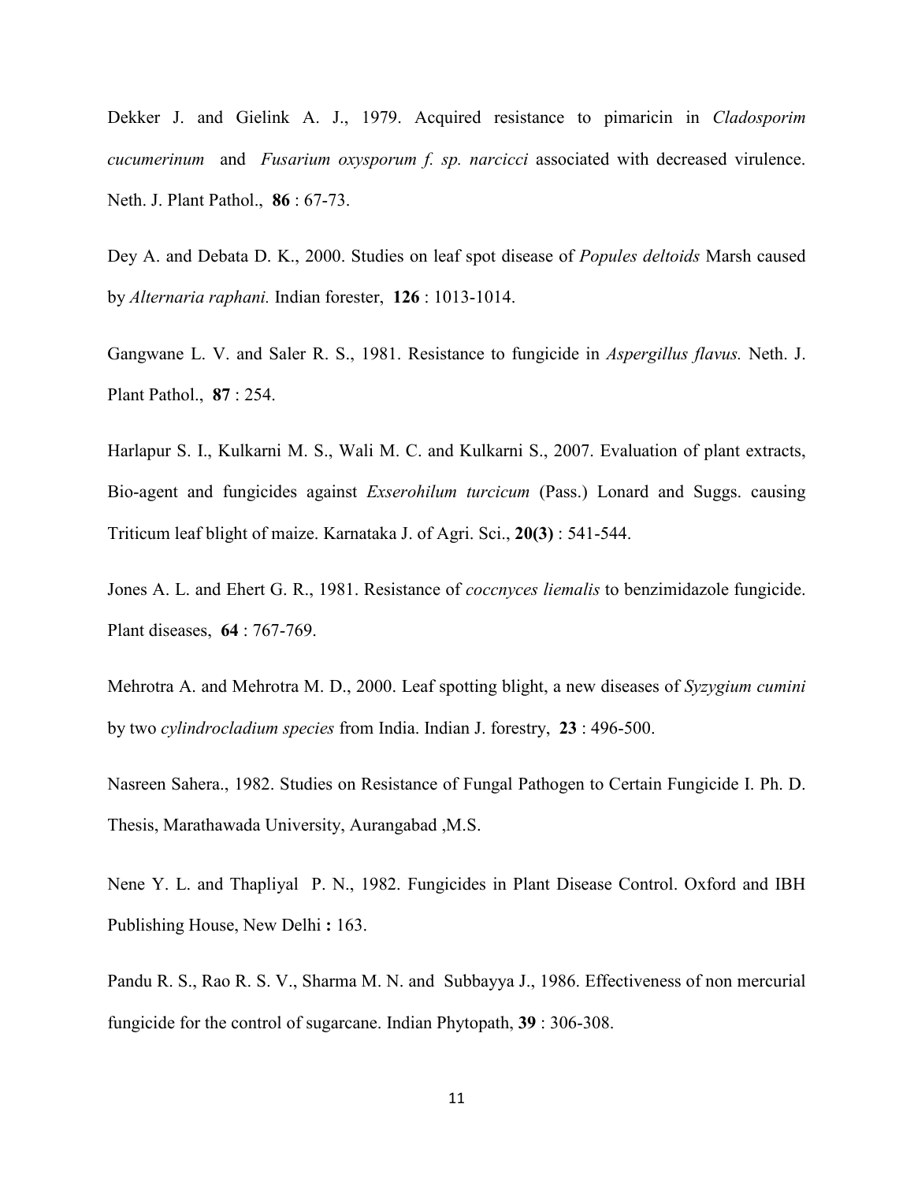Dekker J. and Gielink A. J., 1979. Acquired resistance to pimaricin in *Cladosporim cucumerinum* and *Fusarium oxysporum f. sp. narcicci* associated with decreased virulence. Neth. J. Plant Pathol., **86** : 67-73.

Dey A. and Debata D. K., 2000. Studies on leaf spot disease of *Popules deltoids* Marsh caused by *Alternaria raphani.* Indian forester, **126** : 1013-1014.

Gangwane L. V. and Saler R. S., 1981. Resistance to fungicide in *Aspergillus flavus.* Neth. J. Plant Pathol., **87** : 254.

Harlapur S. I., Kulkarni M. S., Wali M. C. and Kulkarni S., 2007. Evaluation of plant extracts, Bio-agent and fungicides against *Exserohilum turcicum* (Pass.) Lonard and Suggs. causing Triticum leaf blight of maize. Karnataka J. of Agri. Sci., **20(3)** : 541-544.

Jones A. L. and Ehert G. R., 1981. Resistance of *coccnyces liemalis* to benzimidazole fungicide. Plant diseases, **64** : 767-769.

Mehrotra A. and Mehrotra M. D., 2000. Leaf spotting blight, a new diseases of *Syzygium cumini* by two *cylindrocladium species* from India. Indian J. forestry, **23** : 496-500.

Nasreen Sahera., 1982. Studies on Resistance of Fungal Pathogen to Certain Fungicide I. Ph. D. Thesis, Marathawada University, Aurangabad ,M.S.

Nene Y. L. and Thapliyal P. N., 1982. Fungicides in Plant Disease Control. Oxford and IBH Publishing House, New Delhi **:** 163.

Pandu R. S., Rao R. S. V., Sharma M. N. and Subbayya J., 1986. Effectiveness of non mercurial fungicide for the control of sugarcane. Indian Phytopath, **39** : 306-308.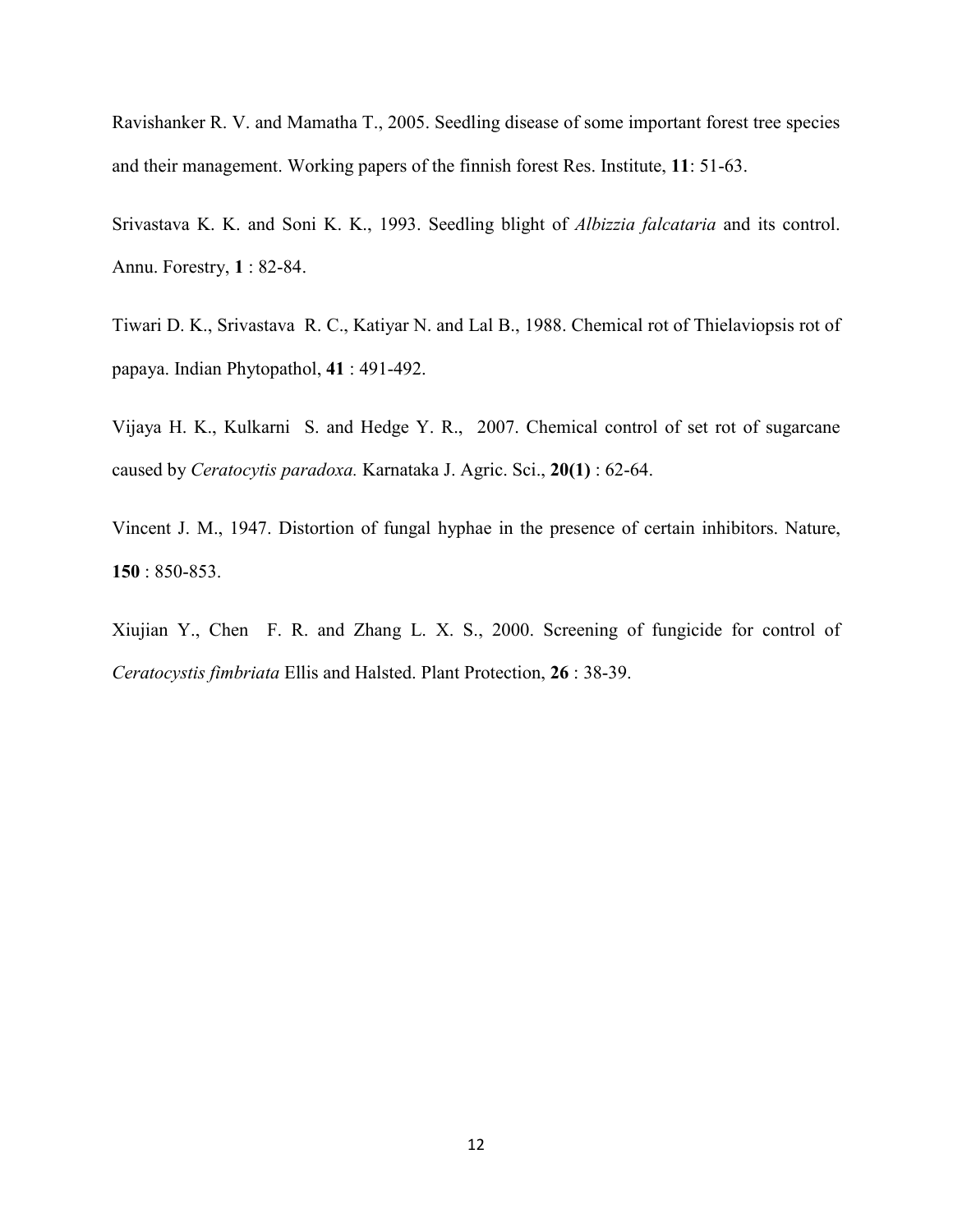Ravishanker R. V. and Mamatha T., 2005. Seedling disease of some important forest tree species and their management. Working papers of the finnish forest Res. Institute, **11**: 51-63.

Srivastava K. K. and Soni K. K., 1993. Seedling blight of *Albizzia falcataria* and its control. Annu. Forestry, **1** : 82-84.

Tiwari D. K., Srivastava R. C., Katiyar N. and Lal B., 1988. Chemical rot of Thielaviopsis rot of papaya. Indian Phytopathol, **41** : 491-492.

Vijaya H. K., Kulkarni S. and Hedge Y. R., 2007. Chemical control of set rot of sugarcane caused by *Ceratocytis paradoxa.* Karnataka J. Agric. Sci., **20(1)** : 62-64.

Vincent J. M., 1947. Distortion of fungal hyphae in the presence of certain inhibitors. Nature, **150** : 850-853.

Xiujian Y., Chen F. R. and Zhang L. X. S., 2000. Screening of fungicide for control of *Ceratocystis fimbriata* Ellis and Halsted. Plant Protection, **26** : 38-39.